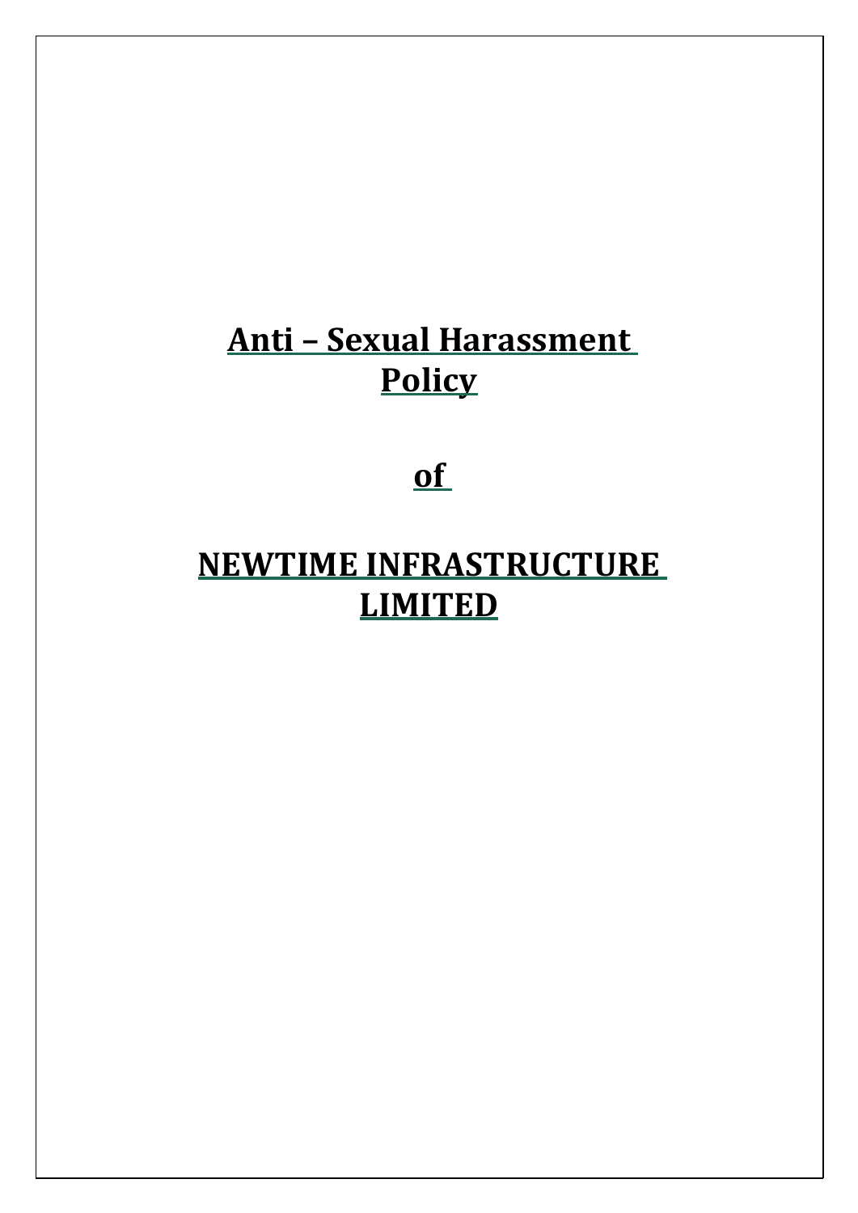# Anti – Sexual Harassment Policy

# of

# NEWTIME INFRASTRUCTURE LIMITED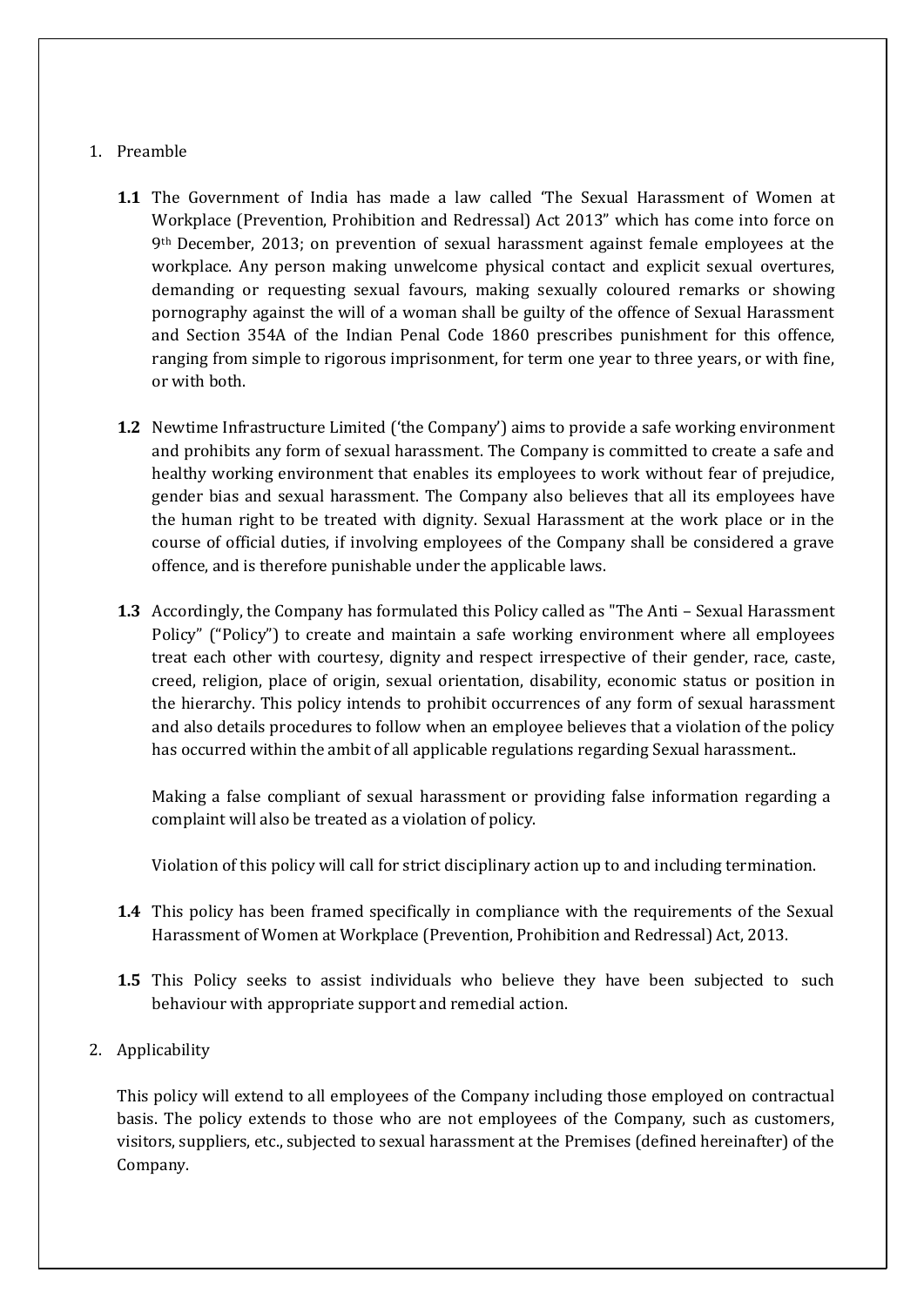1. Preamble

   **1.1** The Government of India has made a law called 'The Sexual Harassment of Women at Workplace (Prevention, Prohibition and Redressal) Act 2013" which has come into force on 9th December, 2013; on prevention of sexual harassment against female employees at the workplace. Any person making unwelcome physical contact and explicit sexual overtures, demanding or requesting sexual favours, making sexually coloured remarks or showing pornography against the will of a woman shall be guilty of the offence of Sexual Harassment and Section 354A of the Indian Penal Code 1860 prescribes punishment for this offence, ranging from simple to rigorous imprisonment, for term one year to three years, or with fine, or with both.

   **1.2** Newtime Infrastructure Limited ('the Company') aims to provide a safe working environment and prohibits any form of sexual harassment. The Company is committed to create a safe and healthy working environment that enables its employees to work without fear of prejudice, gender bias and sexual harassment. The Company also believes that all its employees have the human right to be treated with dignity. Sexual Harassment at the work place or in the course of official duties, if involving employees of the Company shall be considered a grave offence, and is therefore punishable under the applicable laws.

   **1.3** Accordingly, the Company has formulated this Policy called as "The Anti – Sexual Harassment Policy" ("Policy") to create and maintain a safe working environment where all employees treat each other with courtesy, dignity and respect irrespective of their gender, race, caste, creed, religion, place of origin, sexual orientation, disability, economic status or position in the hierarchy. This policy intends to prohibit occurrences of any form of sexual harassment and also details procedures to follow when an employee believes that a violation of the policy has occurred within the ambit of all applicable regulations regarding Sexual harassment..

   Making a false compliant of sexual harassment or providing false information regarding a complaint will also be treated as a violation of policy.

   Violation of this policy will call for strict disciplinary action up to and including termination.

   **1.4** This policy has been framed specifically in compliance with the requirements of the Sexual Harassment of Women at Workplace (Prevention, Prohibition and Redressal) Act, 2013.

   **1.5** This Policy seeks to assist individuals who believe they have been subjected to such behaviour with appropriate support and remedial action.

2. Applicability

   This policy will extend to all employees of the Company including those employed on contractual basis. The policy extends to those who are not employees of the Company, such as customers, visitors, suppliers, etc., subjected to sexual harassment at the Premises (defined hereinafter) of the Company.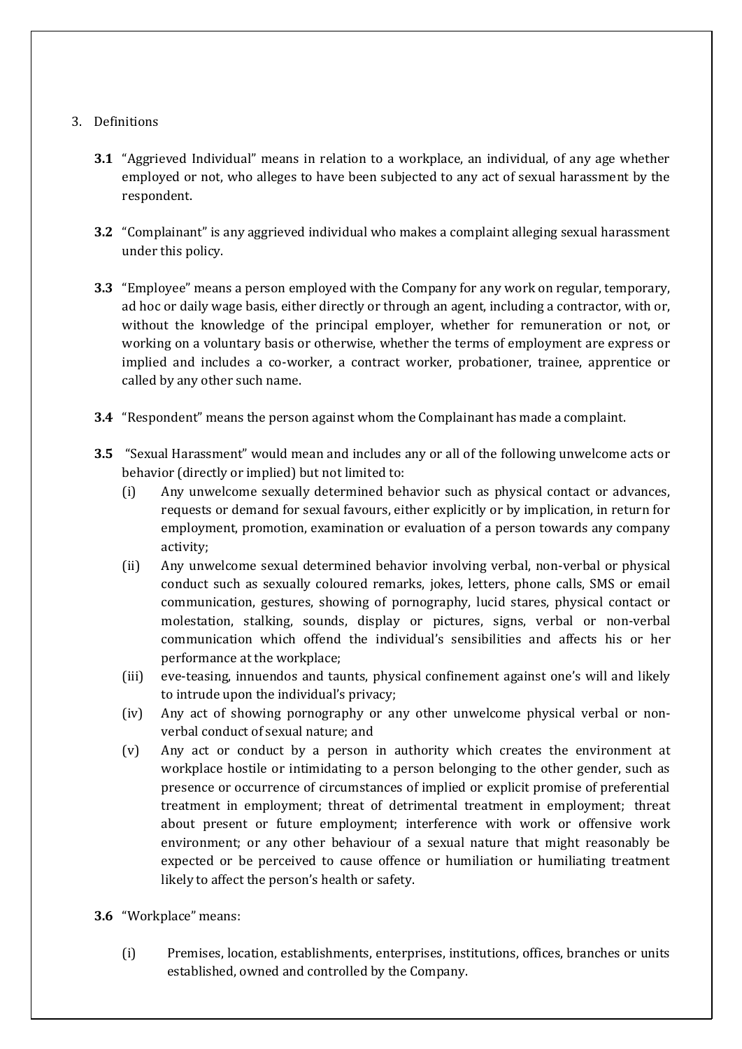3. Definitions

**3.1** "Aggrieved Individual" means in relation to a workplace, an individual, of any age whether employed or not, who alleges to have been subjected to any act of sexual harassment by the respondent.

**3.2** "Complainant" is any aggrieved individual who makes a complaint alleging sexual harassment under this policy.

**3.3** "Employee" means a person employed with the Company for any work on regular, temporary, ad hoc or daily wage basis, either directly or through an agent, including a contractor, with or, without the knowledge of the principal employer, whether for remuneration or not, or working on a voluntary basis or otherwise, whether the terms of employment are express or implied and includes a co-worker, a contract worker, probationer, trainee, apprentice or called by any other such name.

**3.4** "Respondent" means the person against whom the Complainant has made a complaint.

**3.5** "Sexual Harassment" would mean and includes any or all of the following unwelcome acts or behavior (directly or implied) but not limited to:

- (i) Any unwelcome sexually determined behavior such as physical contact or advances, requests or demand for sexual favours, either explicitly or by implication, in return for employment, promotion, examination or evaluation of a person towards any company activity;
- (ii) Any unwelcome sexual determined behavior involving verbal, non-verbal or physical conduct such as sexually coloured remarks, jokes, letters, phone calls, SMS or email communication, gestures, showing of pornography, lucid stares, physical contact or molestation, stalking, sounds, display or pictures, signs, verbal or non-verbal communication which offend the individual's sensibilities and affects his or her performance at the workplace;
- (iii) eve-teasing, innuendos and taunts, physical confinement against one's will and likely to intrude upon the individual's privacy;
- (iv) Any act of showing pornography or any other unwelcome physical verbal or non-verbal conduct of sexual nature; and
- (v) Any act or conduct by a person in authority which creates the environment at workplace hostile or intimidating to a person belonging to the other gender, such as presence or occurrence of circumstances of implied or explicit promise of preferential treatment in employment; threat of detrimental treatment in employment; threat about present or future employment; interference with work or offensive work environment; or any other behaviour of a sexual nature that might reasonably be expected or be perceived to cause offence or humiliation or humiliating treatment likely to affect the person's health or safety.

**3.6** "Workplace" means:

- (i) Premises, location, establishments, enterprises, institutions, offices, branches or units established, owned and controlled by the Company.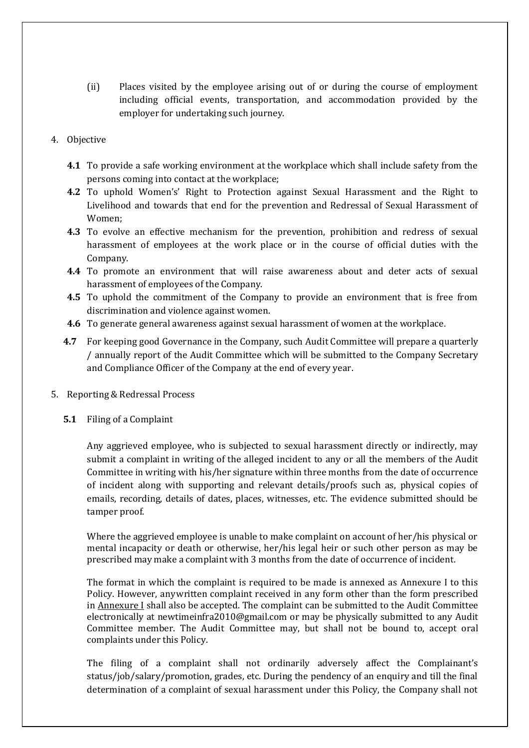(ii) Places visited by the employee arising out of or during the course of employment including official events, transportation, and accommodation provided by the employer for undertaking such journey.

4. Objective

**4.1** To provide a safe working environment at the workplace which shall include safety from the persons coming into contact at the workplace;

**4.2** To uphold Women's' Right to Protection against Sexual Harassment and the Right to Livelihood and towards that end for the prevention and Redressal of Sexual Harassment of Women;

**4.3** To evolve an effective mechanism for the prevention, prohibition and redress of sexual harassment of employees at the work place or in the course of official duties with the Company.

**4.4** To promote an environment that will raise awareness about and deter acts of sexual harassment of employees of the Company.

**4.5** To uphold the commitment of the Company to provide an environment that is free from discrimination and violence against women.

**4.6** To generate general awareness against sexual harassment of women at the workplace.

**4.7** For keeping good Governance in the Company, such Audit Committee will prepare a quarterly / annually report of the Audit Committee which will be submitted to the Company Secretary and Compliance Officer of the Company at the end of every year.

5. Reporting & Redressal Process

**5.1** Filing of a Complaint

Any aggrieved employee, who is subjected to sexual harassment directly or indirectly, may submit a complaint in writing of the alleged incident to any or all the members of the Audit Committee in writing with his/her signature within three months from the date of occurrence of incident along with supporting and relevant details/proofs such as, physical copies of emails, recording, details of dates, places, witnesses, etc. The evidence submitted should be tamper proof.

Where the aggrieved employee is unable to make complaint on account of her/his physical or mental incapacity or death or otherwise, her/his legal heir or such other person as may be prescribed may make a complaint with 3 months from the date of occurrence of incident.

The format in which the complaint is required to be made is annexed as Annexure I to this Policy. However, anywritten complaint received in any form other than the form prescribed in Annexure I shall also be accepted. The complaint can be submitted to the Audit Committee electronically at newtimeinfra2010@gmail.com or may be physically submitted to any Audit Committee member. The Audit Committee may, but shall not be bound to, accept oral complaints under this Policy.

The filing of a complaint shall not ordinarily adversely affect the Complainant's status/job/salary/promotion, grades, etc. During the pendency of an enquiry and till the final determination of a complaint of sexual harassment under this Policy, the Company shall not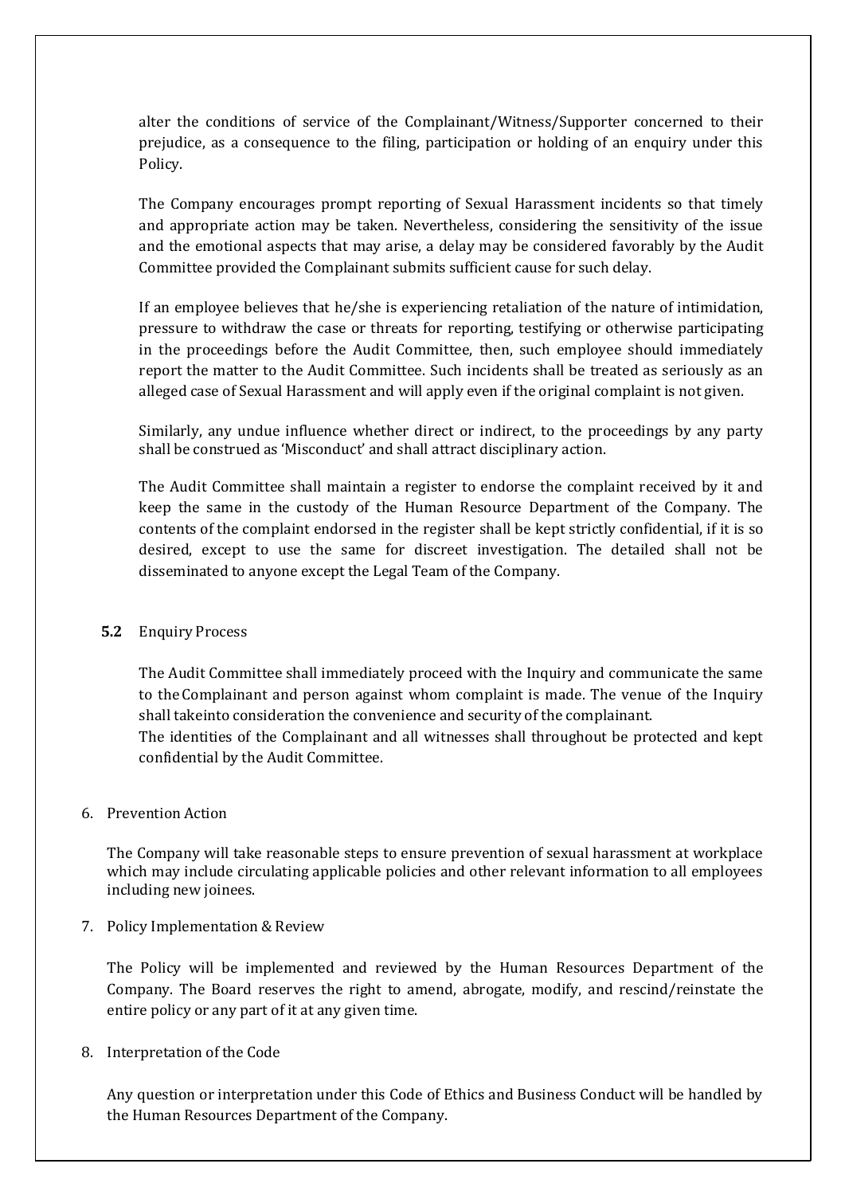alter the conditions of service of the Complainant/Witness/Supporter concerned to their prejudice, as a consequence to the filing, participation or holding of an enquiry under this Policy.

The Company encourages prompt reporting of Sexual Harassment incidents so that timely and appropriate action may be taken. Nevertheless, considering the sensitivity of the issue and the emotional aspects that may arise, a delay may be considered favorably by the Audit Committee provided the Complainant submits sufficient cause for such delay.

If an employee believes that he/she is experiencing retaliation of the nature of intimidation, pressure to withdraw the case or threats for reporting, testifying or otherwise participating in the proceedings before the Audit Committee, then, such employee should immediately report the matter to the Audit Committee. Such incidents shall be treated as seriously as an alleged case of Sexual Harassment and will apply even if the original complaint is not given.

Similarly, any undue influence whether direct or indirect, to the proceedings by any party shall be construed as 'Misconduct' and shall attract disciplinary action.

The Audit Committee shall maintain a register to endorse the complaint received by it and keep the same in the custody of the Human Resource Department of the Company. The contents of the complaint endorsed in the register shall be kept strictly confidential, if it is so desired, except to use the same for discreet investigation. The detailed shall not be disseminated to anyone except the Legal Team of the Company.

**5.2** Enquiry Process

The Audit Committee shall immediately proceed with the Inquiry and communicate the same to the Complainant and person against whom complaint is made. The venue of the Inquiry shall takeinto consideration the convenience and security of the complainant.
The identities of the Complainant and all witnesses shall throughout be protected and kept confidential by the Audit Committee.

6. Prevention Action

The Company will take reasonable steps to ensure prevention of sexual harassment at workplace which may include circulating applicable policies and other relevant information to all employees including new joinees.

7. Policy Implementation & Review

The Policy will be implemented and reviewed by the Human Resources Department of the Company. The Board reserves the right to amend, abrogate, modify, and rescind/reinstate the entire policy or any part of it at any given time.

8. Interpretation of the Code

Any question or interpretation under this Code of Ethics and Business Conduct will be handled by the Human Resources Department of the Company.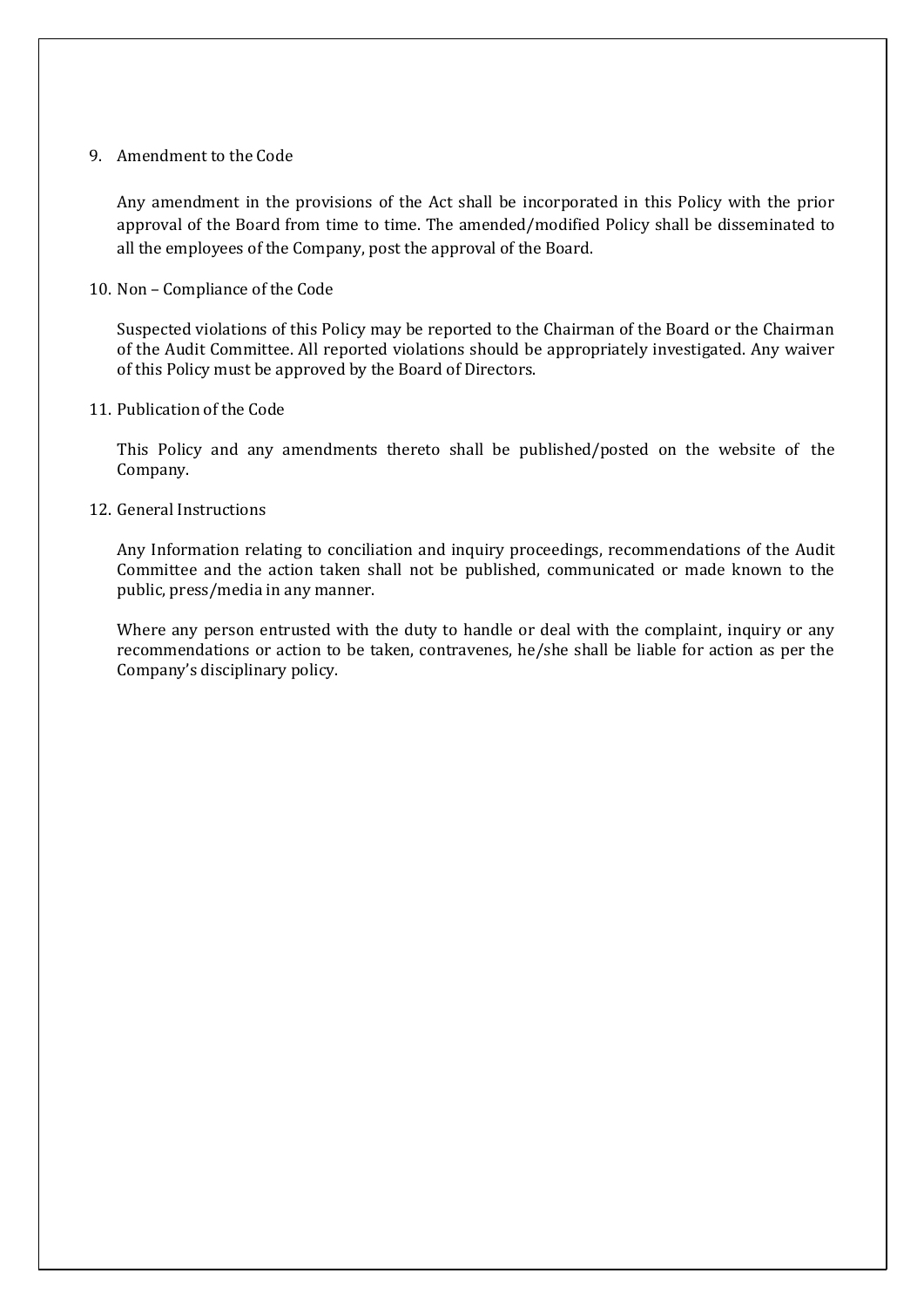## 9. Amendment to the Code

Any amendment in the provisions of the Act shall be incorporated in this Policy with the prior approval of the Board from time to time. The amended/modified Policy shall be disseminated to all the employees of the Company, post the approval of the Board.

## 10. Non – Compliance of the Code

Suspected violations of this Policy may be reported to the Chairman of the Board or the Chairman of the Audit Committee. All reported violations should be appropriately investigated. Any waiver of this Policy must be approved by the Board of Directors.

## 11. Publication of the Code

This Policy and any amendments thereto shall be published/posted on the website of the Company.

## 12. General Instructions

Any Information relating to conciliation and inquiry proceedings, recommendations of the Audit Committee and the action taken shall not be published, communicated or made known to the public, press/media in any manner.

Where any person entrusted with the duty to handle or deal with the complaint, inquiry or any recommendations or action to be taken, contravenes, he/she shall be liable for action as per the Company's disciplinary policy.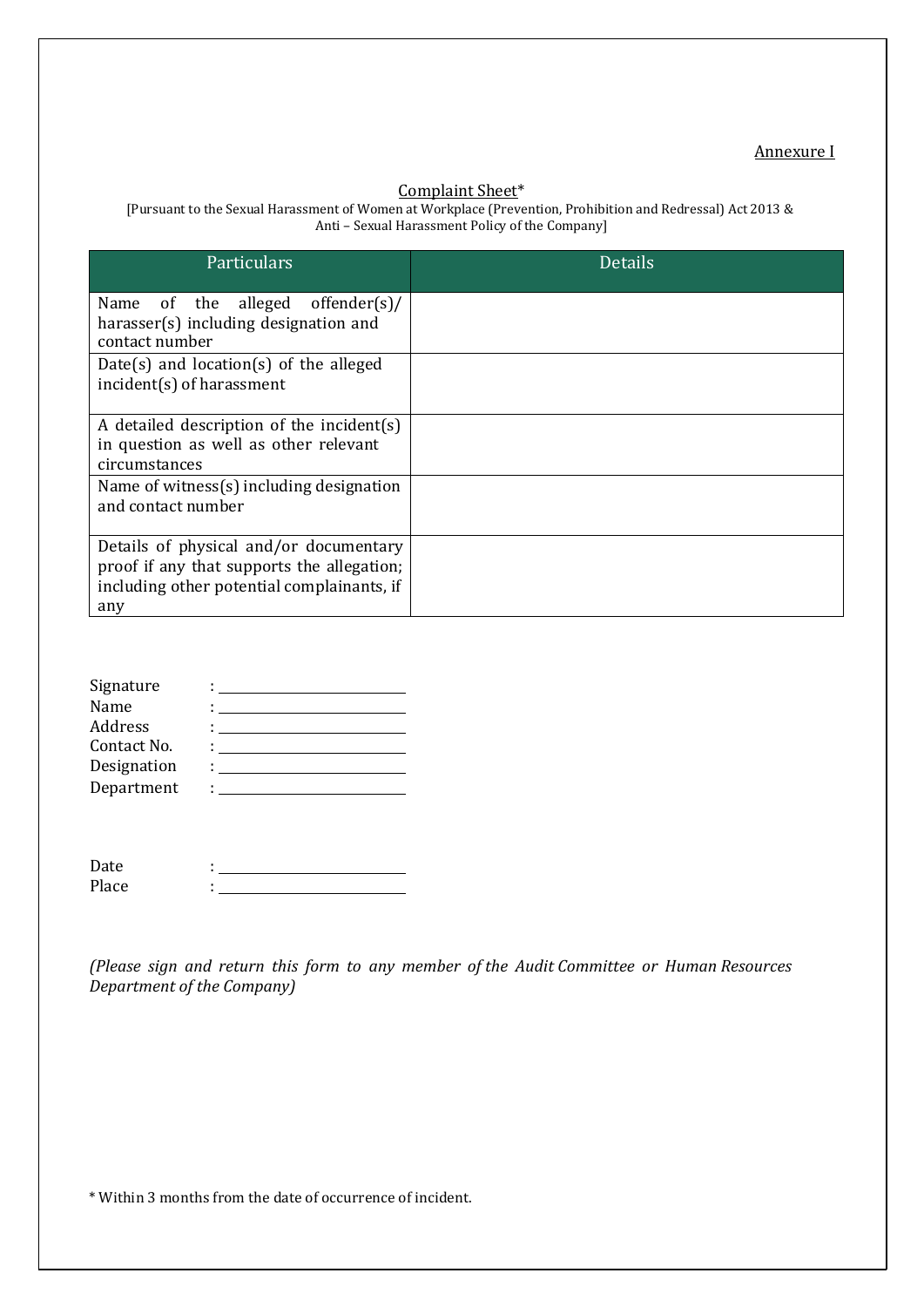Annexure I

## Complaint Sheet*

[Pursuant to the Sexual Harassment of Women at Workplace (Prevention, Prohibition and Redressal) Act 2013 & Anti – Sexual Harassment Policy of the Company]

| Particulars | Details |
|---|---|
| Name of the alleged offender(s)/ harasser(s) including designation and contact number | |
| Date(s) and location(s) of the alleged incident(s) of harassment | |
| A detailed description of the incident(s) in question as well as other relevant circumstances | |
| Name of witness(s) including designation and contact number | |
| Details of physical and/or documentary proof if any that supports the allegation; including other potential complainants, if any | |

Signature : ____________________

Name : ____________________

Address : ____________________

Contact No. : ____________________

Designation : ____________________

Department : ____________________

Date : ____________________

Place : ____________________

*(Please sign and return this form to any member of the Audit Committee or Human Resources Department of the Company)*

* Within 3 months from the date of occurrence of incident.